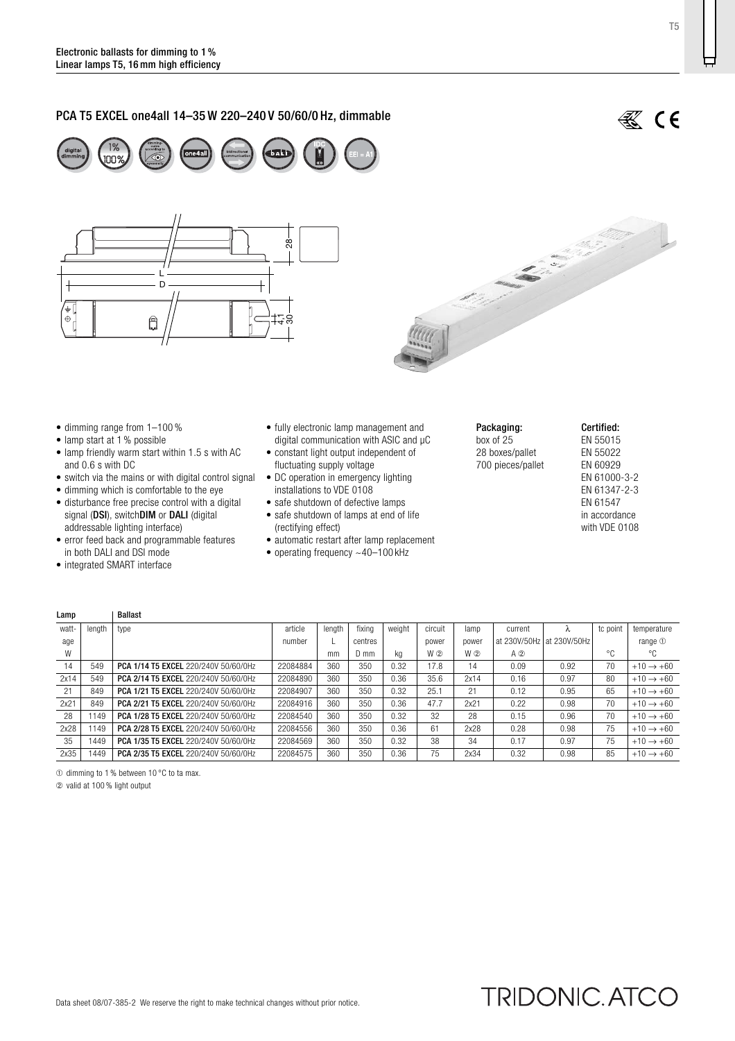Electronic ballasts for dimming to 1 %
Linear lamps T5, 16 mm high efficiency

## PCA T5 EXCEL one4all 14–35 W 220–240 V 50/60/0 Hz, dimmable

- dimming range from 1–100 %
- lamp start at 1 % possible
- lamp friendly warm start within 1.5 s with AC and 0.6 s with DC
- switch via the mains or with digital control signal
- dimming which is comfortable to the eye
- disturbance free precise control with a digital signal (**DSI**), switch**DIM** or **DALI** (digital addressable lighting interface)
- error feed back and programmable features in both DALI and DSI mode
- integrated SMART interface
- fully electronic lamp management and digital communication with ASIC and µC
- constant light output independent of fluctuating supply voltage
- DC operation in emergency lighting installations to VDE 0108
- safe shutdown of defective lamps
- safe shutdown of lamps at end of life (rectifying effect)
- automatic restart after lamp replacement
- operating frequency ~40–100 kHz

**Packaging:**
box of 25
28 boxes/pallet
700 pieces/pallet

**Certified:**
EN 55015
EN 55022
EN 60929
EN 61000-3-2
EN 61347-2-3
EN 61547
in accordance with VDE 0108

| Lamp | | Ballast | | | | | | | | | | |
|---|---|---|---|---|---|---|---|---|---|---|---|---|
| watt-age | length | type | article number | length L | fixing centres | weight | circuit power | lamp power | current at 230V/50Hz | λ at 230V/50Hz | tc point | temperature range ① |
| W | | | | mm | D mm | kg | W ② | W ② | A ② | | °C | °C |
| 14 | 549 | **PCA 1/14 T5 EXCEL** 220/240V 50/60/0Hz | 22084884 | 360 | 350 | 0.32 | 17.8 | 14 | 0.09 | 0.92 | 70 | +10 → +60 |
| 2x14 | 549 | **PCA 2/14 T5 EXCEL** 220/240V 50/60/0Hz | 22084890 | 360 | 350 | 0.36 | 35.6 | 2x14 | 0.16 | 0.97 | 80 | +10 → +60 |
| 21 | 849 | **PCA 1/21 T5 EXCEL** 220/240V 50/60/0Hz | 22084907 | 360 | 350 | 0.32 | 25.1 | 21 | 0.12 | 0.95 | 65 | +10 → +60 |
| 2x21 | 849 | **PCA 2/21 T5 EXCEL** 220/240V 50/60/0Hz | 22084916 | 360 | 350 | 0.36 | 47.7 | 2x21 | 0.22 | 0.98 | 70 | +10 → +60 |
| 28 | 1149 | **PCA 1/28 T5 EXCEL** 220/240V 50/60/0Hz | 22084540 | 360 | 350 | 0.32 | 32 | 28 | 0.15 | 0.96 | 70 | +10 → +60 |
| 2x28 | 1149 | **PCA 2/28 T5 EXCEL** 220/240V 50/60/0Hz | 22084556 | 360 | 350 | 0.36 | 61 | 2x28 | 0.28 | 0.98 | 75 | +10 → +60 |
| 35 | 1449 | **PCA 1/35 T5 EXCEL** 220/240V 50/60/0Hz | 22084569 | 360 | 350 | 0.32 | 38 | 34 | 0.17 | 0.97 | 75 | +10 → +60 |
| 2x35 | 1449 | **PCA 2/35 T5 EXCEL** 220/240V 50/60/0Hz | 22084575 | 360 | 350 | 0.36 | 75 | 2x34 | 0.32 | 0.98 | 85 | +10 → +60 |

① dimming to 1 % between 10 °C to ta max.

② valid at 100 % light output

Data sheet 08/07-385-2 We reserve the right to make technical changes without prior notice.

TRIDONIC.ATCO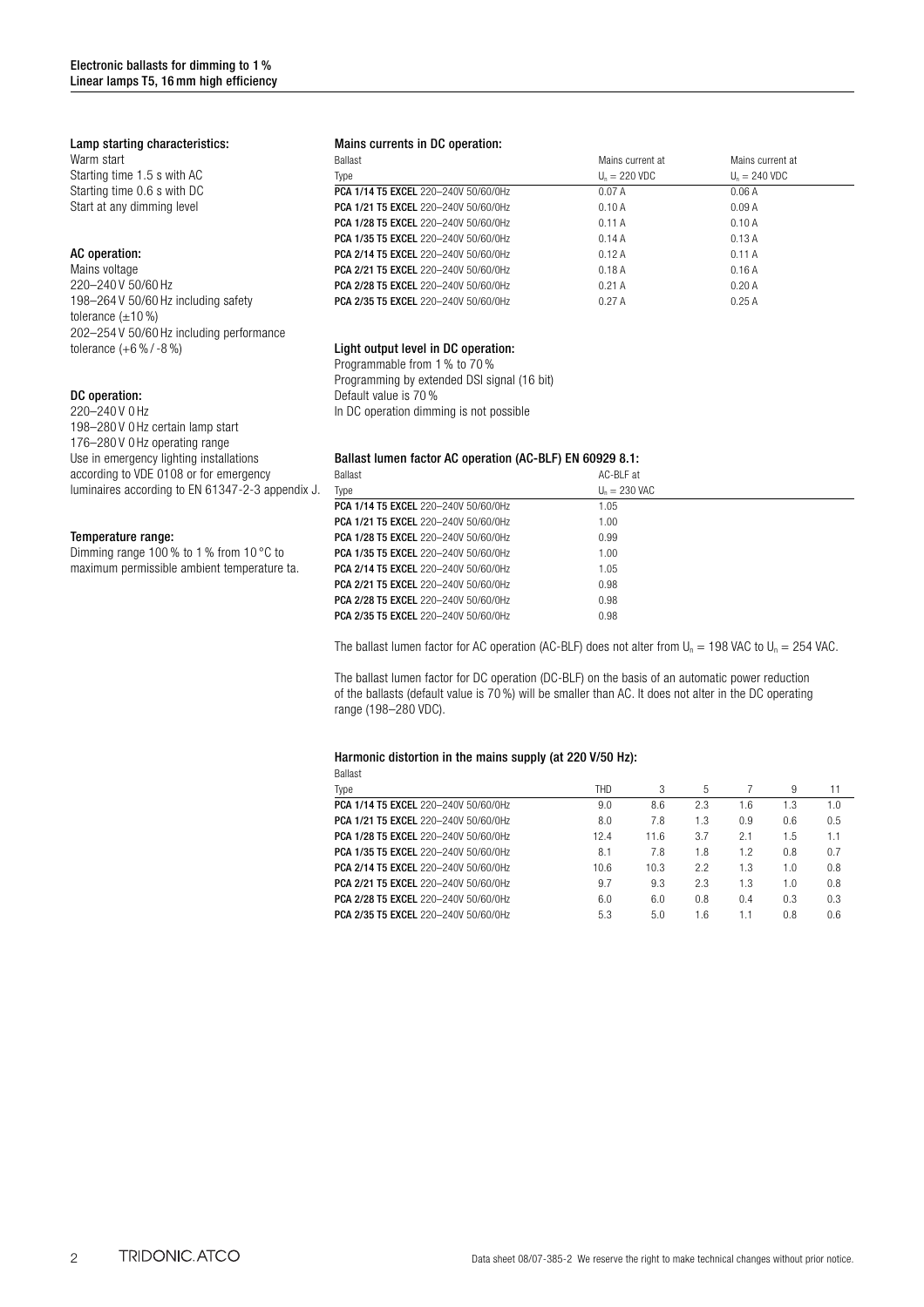**Lamp starting characteristics:**
Warm start
Starting time 1.5 s with AC
Starting time 0.6 s with DC
Start at any dimming level

**AC operation:**
Mains voltage
220–240 V 50/60 Hz
198–264 V 50/60 Hz including safety tolerance (±10 %)
202–254 V 50/60 Hz including performance tolerance (+6 % / -8 %)

**DC operation:**
220–240 V 0 Hz
198–280 V 0 Hz certain lamp start
176–280 V 0 Hz operating range
Use in emergency lighting installations according to VDE 0108 or for emergency luminaires according to EN 61347-2-3 appendix J.

**Temperature range:**
Dimming range 100 % to 1 % from 10 °C to maximum permissible ambient temperature ta.

**Mains currents in DC operation:**

| Ballast<br>Type | Mains current at<br>$U_n$ = 220 VDC | Mains current at<br>$U_n$ = 240 VDC |
|---|---|---|
| **PCA 1/14 T5 EXCEL** 220–240V 50/60/0Hz | 0.07 A | 0.06 A |
| **PCA 1/21 T5 EXCEL** 220–240V 50/60/0Hz | 0.10 A | 0.09 A |
| **PCA 1/28 T5 EXCEL** 220–240V 50/60/0Hz | 0.11 A | 0.10 A |
| **PCA 1/35 T5 EXCEL** 220–240V 50/60/0Hz | 0.14 A | 0.13 A |
| **PCA 2/14 T5 EXCEL** 220–240V 50/60/0Hz | 0.12 A | 0.11 A |
| **PCA 2/21 T5 EXCEL** 220–240V 50/60/0Hz | 0.18 A | 0.16 A |
| **PCA 2/28 T5 EXCEL** 220–240V 50/60/0Hz | 0.21 A | 0.20 A |
| **PCA 2/35 T5 EXCEL** 220–240V 50/60/0Hz | 0.27 A | 0.25 A |

**Light output level in DC operation:**
Programmable from 1 % to 70 %
Programming by extended DSI signal (16 bit)
Default value is 70 %
In DC operation dimming is not possible

**Ballast lumen factor AC operation (AC-BLF) EN 60929 8.1:**

| Ballast<br>Type | AC-BLF at<br>$U_n$ = 230 VAC |
|---|---|
| **PCA 1/14 T5 EXCEL** 220–240V 50/60/0Hz | 1.05 |
| **PCA 1/21 T5 EXCEL** 220–240V 50/60/0Hz | 1.00 |
| **PCA 1/28 T5 EXCEL** 220–240V 50/60/0Hz | 0.99 |
| **PCA 1/35 T5 EXCEL** 220–240V 50/60/0Hz | 1.00 |
| **PCA 2/14 T5 EXCEL** 220–240V 50/60/0Hz | 1.05 |
| **PCA 2/21 T5 EXCEL** 220–240V 50/60/0Hz | 0.98 |
| **PCA 2/28 T5 EXCEL** 220–240V 50/60/0Hz | 0.98 |
| **PCA 2/35 T5 EXCEL** 220–240V 50/60/0Hz | 0.98 |

The ballast lumen factor for AC operation (AC-BLF) does not alter from $U_n$ = 198 VAC to $U_n$ = 254 VAC.

The ballast lumen factor for DC operation (DC-BLF) on the basis of an automatic power reduction of the ballasts (default value is 70 %) will be smaller than AC. It does not alter in the DC operating range (198–280 VDC).

**Harmonic distortion in the mains supply (at 220 V/50 Hz):**

| Ballast<br>Type | THD | 3 | 5 | 7 | 9 | 11 |
|---|---|---|---|---|---|---|
| **PCA 1/14 T5 EXCEL** 220–240V 50/60/0Hz | 9.0 | 8.6 | 2.3 | 1.6 | 1.3 | 1.0 |
| **PCA 1/21 T5 EXCEL** 220–240V 50/60/0Hz | 8.0 | 7.8 | 1.3 | 0.9 | 0.6 | 0.5 |
| **PCA 1/28 T5 EXCEL** 220–240V 50/60/0Hz | 12.4 | 11.6 | 3.7 | 2.1 | 1.5 | 1.1 |
| **PCA 1/35 T5 EXCEL** 220–240V 50/60/0Hz | 8.1 | 7.8 | 1.8 | 1.2 | 0.8 | 0.7 |
| **PCA 2/14 T5 EXCEL** 220–240V 50/60/0Hz | 10.6 | 10.3 | 2.2 | 1.3 | 1.0 | 0.8 |
| **PCA 2/21 T5 EXCEL** 220–240V 50/60/0Hz | 9.7 | 9.3 | 2.3 | 1.3 | 1.0 | 0.8 |
| **PCA 2/28 T5 EXCEL** 220–240V 50/60/0Hz | 6.0 | 6.0 | 0.8 | 0.4 | 0.3 | 0.3 |
| **PCA 2/35 T5 EXCEL** 220–240V 50/60/0Hz | 5.3 | 5.0 | 1.6 | 1.1 | 0.8 | 0.6 |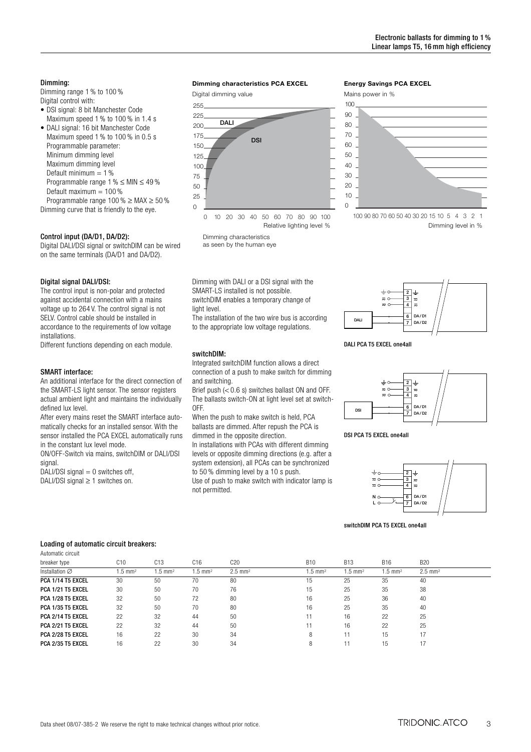## Dimming:

Dimming range 1 % to 100 %
Digital control with:

- DSI signal: 8 bit Manchester Code
  Maximum speed 1 % to 100 % in 1.4 s
- DALI signal: 16 bit Manchester Code
  Maximum speed 1 % to 100 % in 0.5 s
  Programmable parameter:
  Minimum dimming level
  Maximum dimming level
  Default minimum = 1 %
  Programmable range 1 % ≤ MIN ≤ 49 %
  Default maximum = 100 %
  Programmable range 100 % ≥ MAX ≥ 50 %

Dimming curve that is friendly to the eye.

**Dimming characteristics PCA EXCEL**

Dimming characteristics as seen by the human eye

**Energy Savings PCA EXCEL**

## Control input (DA/D1, DA/D2):

Digital DALI/DSI signal or switchDIM can be wired on the same terminals (DA/D1 and DA/D2).

## Digital signal DALI/DSI:

The control input is non-polar and protected against accidental connection with a mains voltage up to 264 V. The control signal is not SELV. Control cable should be installed in accordance to the requirements of low voltage installations.

Different functions depending on each module.

## SMART interface:

An additional interface for the direct connection of the SMART-LS light sensor. The sensor registers actual ambient light and maintains the individually defined lux level.

After every mains reset the SMART interface automatically checks for an installed sensor. With the sensor installed the PCA EXCEL automatically runs in the constant lux level mode.

ON/OFF-Switch via mains, switchDIM or DALI/DSI signal.

DALI/DSI signal = 0 switches off,
DALI/DSI signal ≥ 1 switches on.

Dimming with DALI or a DSI signal with the SMART-LS installed is not possible.
switchDIM enables a temporary change of light level.
The installation of the two wire bus is according to the appropriate low voltage regulations.

## switchDIM:

Integrated switchDIM function allows a direct connection of a push to make switch for dimming and switching.

Brief push (< 0.6 s) switches ballast ON and OFF. The ballasts switch-ON at light level set at switch-OFF.

When the push to make switch is held, PCA ballasts are dimmed. After repush the PCA is dimmed in the opposite direction.

In installations with PCAs with different dimming levels or opposite dimming directions (e.g. after a system extension), all PCAs can be synchronized to 50 % dimming level by a 10 s push.

Use of push to make switch with indicator lamp is not permitted.

**DALI PCA T5 EXCEL one4all**

**DSI PCA T5 EXCEL one4all**

**switchDIM PCA T5 EXCEL one4all**

## Loading of automatic circuit breakers:

| Automatic circuit breaker type | C10 | C13 | C16 | C20 | B10 | B13 | B16 | B20 |
|---|---|---|---|---|---|---|---|---|
| Installation ∅ | 1.5 mm² | 1.5 mm² | 1.5 mm² | 2.5 mm² | 1.5 mm² | 1.5 mm² | 1.5 mm² | 2.5 mm² |
| **PCA 1/14 T5 EXCEL** | 30 | 50 | 70 | 80 | 15 | 25 | 35 | 40 |
| **PCA 1/21 T5 EXCEL** | 30 | 50 | 70 | 76 | 15 | 25 | 35 | 38 |
| **PCA 1/28 T5 EXCEL** | 32 | 50 | 72 | 80 | 16 | 25 | 36 | 40 |
| **PCA 1/35 T5 EXCEL** | 32 | 50 | 70 | 80 | 16 | 25 | 35 | 40 |
| **PCA 2/14 T5 EXCEL** | 22 | 32 | 44 | 50 | 11 | 16 | 22 | 25 |
| **PCA 2/21 T5 EXCEL** | 22 | 32 | 44 | 50 | 11 | 16 | 22 | 25 |
| **PCA 2/28 T5 EXCEL** | 16 | 22 | 30 | 34 | 8 | 11 | 15 | 17 |
| **PCA 2/35 T5 EXCEL** | 16 | 22 | 30 | 34 | 8 | 11 | 15 | 17 |

Data sheet 08/07-385-2 We reserve the right to make technical changes without prior notice.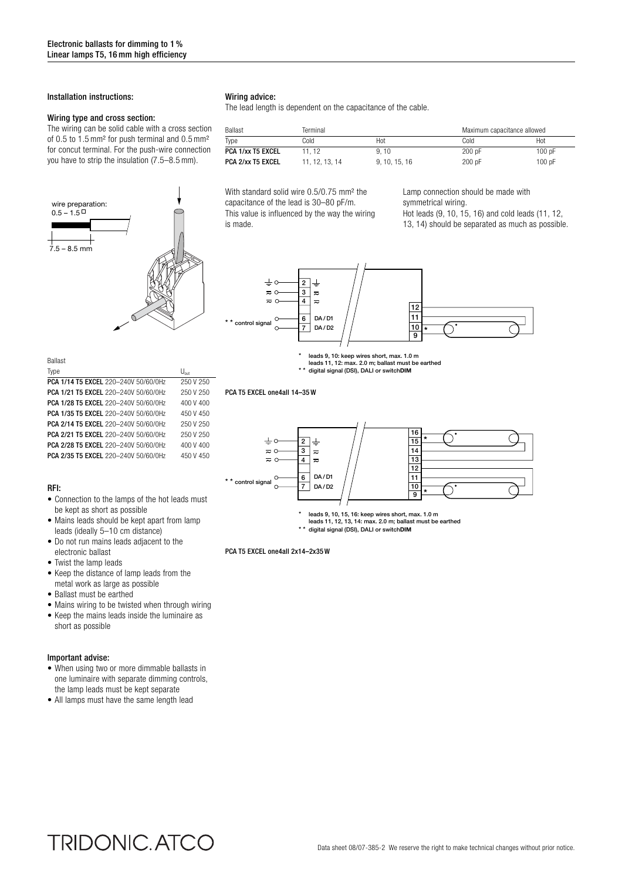## Installation instructions:

### Wiring type and cross section:

The wiring can be solid cable with a cross section of 0.5 to 1.5 mm² for push terminal and 0.5 mm² for concut terminal. For the push-wire connection you have to strip the insulation (7.5–8.5 mm).

wire preparation:
0.5 – 1.5 □
7.5 – 8.5 mm

| Ballast Type | $U_{out}$ |
|---|---|
| **PCA 1/14 T5 EXCEL** 220–240V 50/60/0Hz | 250 V 250 |
| **PCA 1/21 T5 EXCEL** 220–240V 50/60/0Hz | 250 V 250 |
| **PCA 1/28 T5 EXCEL** 220–240V 50/60/0Hz | 400 V 400 |
| **PCA 1/35 T5 EXCEL** 220–240V 50/60/0Hz | 450 V 450 |
| **PCA 2/14 T5 EXCEL** 220–240V 50/60/0Hz | 250 V 250 |
| **PCA 2/21 T5 EXCEL** 220–240V 50/60/0Hz | 250 V 250 |
| **PCA 2/28 T5 EXCEL** 220–240V 50/60/0Hz | 400 V 400 |
| **PCA 2/35 T5 EXCEL** 220–240V 50/60/0Hz | 450 V 450 |

### RFI:

- Connection to the lamps of the hot leads must be kept as short as possible
- Mains leads should be kept apart from lamp leads (ideally 5–10 cm distance)
- Do not run mains leads adjacent to the electronic ballast
- Twist the lamp leads
- Keep the distance of lamp leads from the metal work as large as possible
- Ballast must be earthed
- Mains wiring to be twisted when through wiring
- Keep the mains leads inside the luminaire as short as possible

### Important advise:

- When using two or more dimmable ballasts in one luminaire with separate dimming controls, the lamp leads must be kept separate
- All lamps must have the same length lead

### Wiring advice:

The lead length is dependent on the capacitance of the cable.

| Ballast | Terminal | | Maximum capacitance allowed | |
|---|---|---|---|---|
| Type | Cold | Hot | Cold | Hot |
| **PCA 1/xx T5 EXCEL** | 11, 12 | 9, 10 | 200 pF | 100 pF |
| **PCA 2/xx T5 EXCEL** | 11, 12, 13, 14 | 9, 10, 15, 16 | 200 pF | 100 pF |

With standard solid wire 0.5/0.75 mm² the capacitance of the lead is 30–80 pF/m. This value is influenced by the way the wiring is made.

Lamp connection should be made with symmetrical wiring.
Hot leads (9, 10, 15, 16) and cold leads (11, 12, 13, 14) should be separated as much as possible.

2 ⏚
3 ≈
4 ≈
6 DA / D1
7 DA / D2
12
11
10 *
9
** control signal

\* leads 9, 10: keep wires short, max. 1.0 m
leads 11, 12: max. 2.0 m; ballast must be earthed
\*\* digital signal (DSI), DALI or switch**DIM**

**PCA T5 EXCEL one4all 14–35 W**

2 ⏚
3 ≈
4 ≈
6 DA / D1
7 DA / D2
16
15 *
14
13
12
11
10 *
9
** control signal

\* leads 9, 10, 15, 16: keep wires short, max. 1.0 m
leads 11, 12, 13, 14: max. 2.0 m; ballast must be earthed
\*\* digital signal (DSI), DALI or switch**DIM**

**PCA T5 EXCEL one4all 2x14–2x35 W**